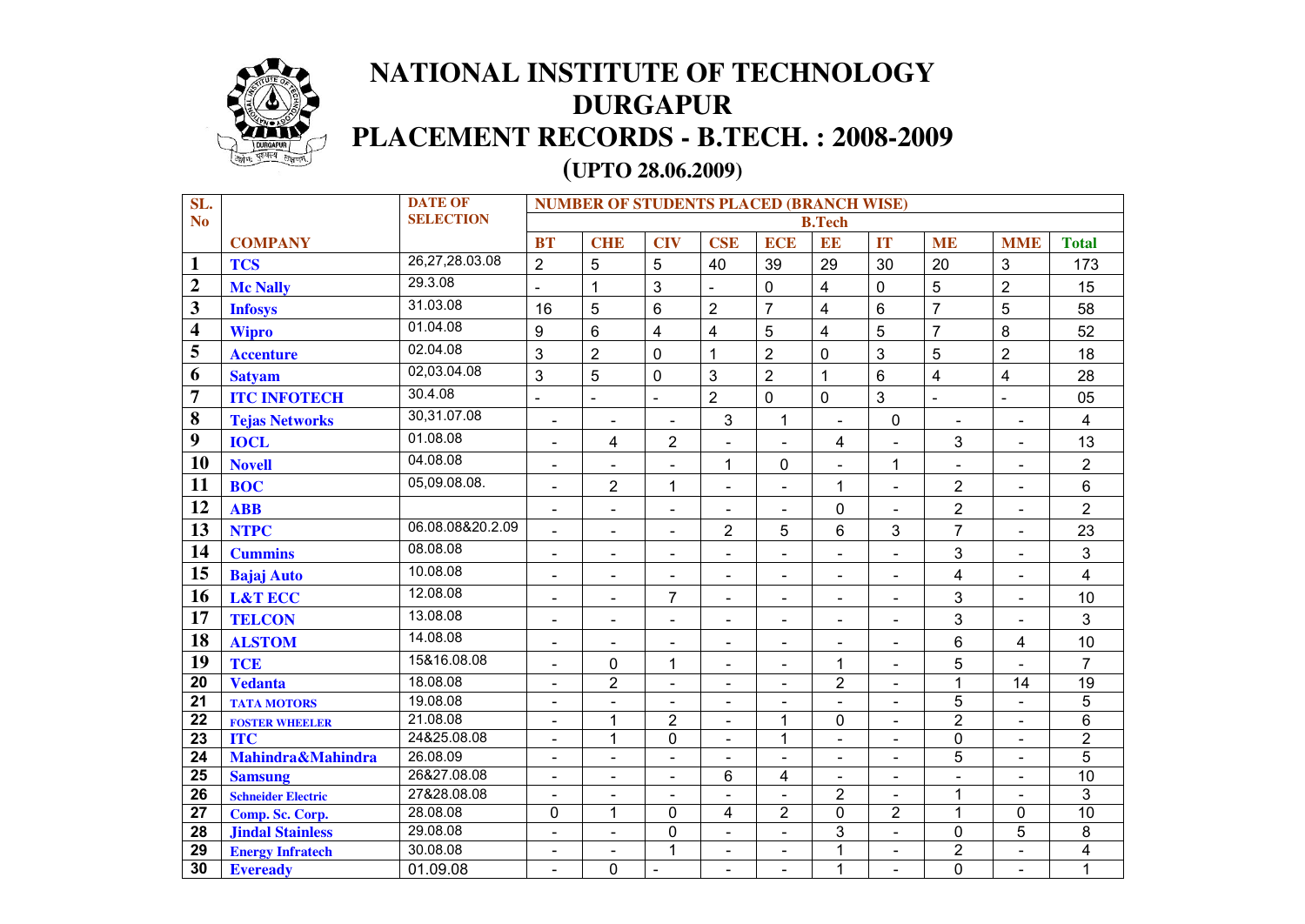# NATIONAL INSTITUTE OF TECHNOLOGY DURGAPUR

## PLACEMENT RECORDS - B.TECH. : 2008-2009

### (UPTO 28.06.2009)

| SL. No | COMPANY | DATE OF SELECTION | NUMBER OF STUDENTS PLACED (BRANCH WISE) | | | | | | | | | |
|---|---|---|---|---|---|---|---|---|---|---|---|---|
| | | | B.Tech | | | | | | | | | |
| | | | BT | CHE | CIV | CSE | ECE | EE | IT | ME | MME | Total |
| 1 | TCS | 26,27,28.03.08 | 2 | 5 | 5 | 40 | 39 | 29 | 30 | 20 | 3 | 173 |
| 2 | Mc Nally | 29.3.08 | - | 1 | 3 | - | 0 | 4 | 0 | 5 | 2 | 15 |
| 3 | Infosys | 31.03.08 | 16 | 5 | 6 | 2 | 7 | 4 | 6 | 7 | 5 | 58 |
| 4 | Wipro | 01.04.08 | 9 | 6 | 4 | 4 | 5 | 4 | 5 | 7 | 8 | 52 |
| 5 | Accenture | 02.04.08 | 3 | 2 | 0 | 1 | 2 | 0 | 3 | 5 | 2 | 18 |
| 6 | Satyam | 02,03.04.08 | 3 | 5 | 0 | 3 | 2 | 1 | 6 | 4 | 4 | 28 |
| 7 | ITC INFOTECH | 30.4.08 | - | - | - | 2 | 0 | 0 | 3 | - | - | 05 |
| 8 | Tejas Networks | 30,31.07.08 | - | - | - | 3 | 1 | - | 0 | - | - | 4 |
| 9 | IOCL | 01.08.08 | - | 4 | 2 | - | - | 4 | - | 3 | - | 13 |
| 10 | Novell | 04.08.08 | - | - | - | 1 | 0 | - | 1 | - | - | 2 |
| 11 | BOC | 05,09.08.08. | - | 2 | 1 | - | - | 1 | - | 2 | - | 6 |
| 12 | ABB | | - | - | - | - | - | 0 | - | 2 | - | 2 |
| 13 | NTPC | 06.08.08&20.2.09 | - | - | - | 2 | 5 | 6 | 3 | 7 | - | 23 |
| 14 | Cummins | 08.08.08 | - | - | - | - | - | - | - | 3 | - | 3 |
| 15 | Bajaj Auto | 10.08.08 | - | - | - | - | - | - | - | 4 | - | 4 |
| 16 | L&T ECC | 12.08.08 | - | - | 7 | - | - | - | - | 3 | - | 10 |
| 17 | TELCON | 13.08.08 | - | - | - | - | - | - | - | 3 | - | 3 |
| 18 | ALSTOM | 14.08.08 | - | - | - | - | - | - | - | 6 | 4 | 10 |
| 19 | TCE | 15&16.08.08 | - | 0 | 1 | - | - | 1 | - | 5 | - | 7 |
| 20 | Vedanta | 18.08.08 | - | 2 | - | - | - | 2 | - | 1 | 14 | 19 |
| 21 | TATA MOTORS | 19.08.08 | - | - | - | - | - | - | - | 5 | - | 5 |
| 22 | FOSTER WHEELER | 21.08.08 | - | 1 | 2 | - | 1 | 0 | - | 2 | - | 6 |
| 23 | ITC | 24&25.08.08 | - | 1 | 0 | - | 1 | - | - | 0 | - | 2 |
| 24 | Mahindra&Mahindra | 26.08.09 | - | - | - | - | - | - | - | 5 | - | 5 |
| 25 | Samsung | 26&27.08.08 | - | - | - | 6 | 4 | - | - | - | - | 10 |
| 26 | Schneider Electric | 27&28.08.08 | - | - | - | - | - | 2 | - | 1 | - | 3 |
| 27 | Comp. Sc. Corp. | 28.08.08 | 0 | 1 | 0 | 4 | 2 | 0 | 2 | 1 | 0 | 10 |
| 28 | Jindal Stainless | 29.08.08 | - | - | 0 | - | - | 3 | - | 0 | 5 | 8 |
| 29 | Energy Infratech | 30.08.08 | - | - | 1 | - | - | 1 | - | 2 | - | 4 |
| 30 | Eveready | 01.09.08 | - | 0 | - | - | - | 1 | - | 0 | - | 1 |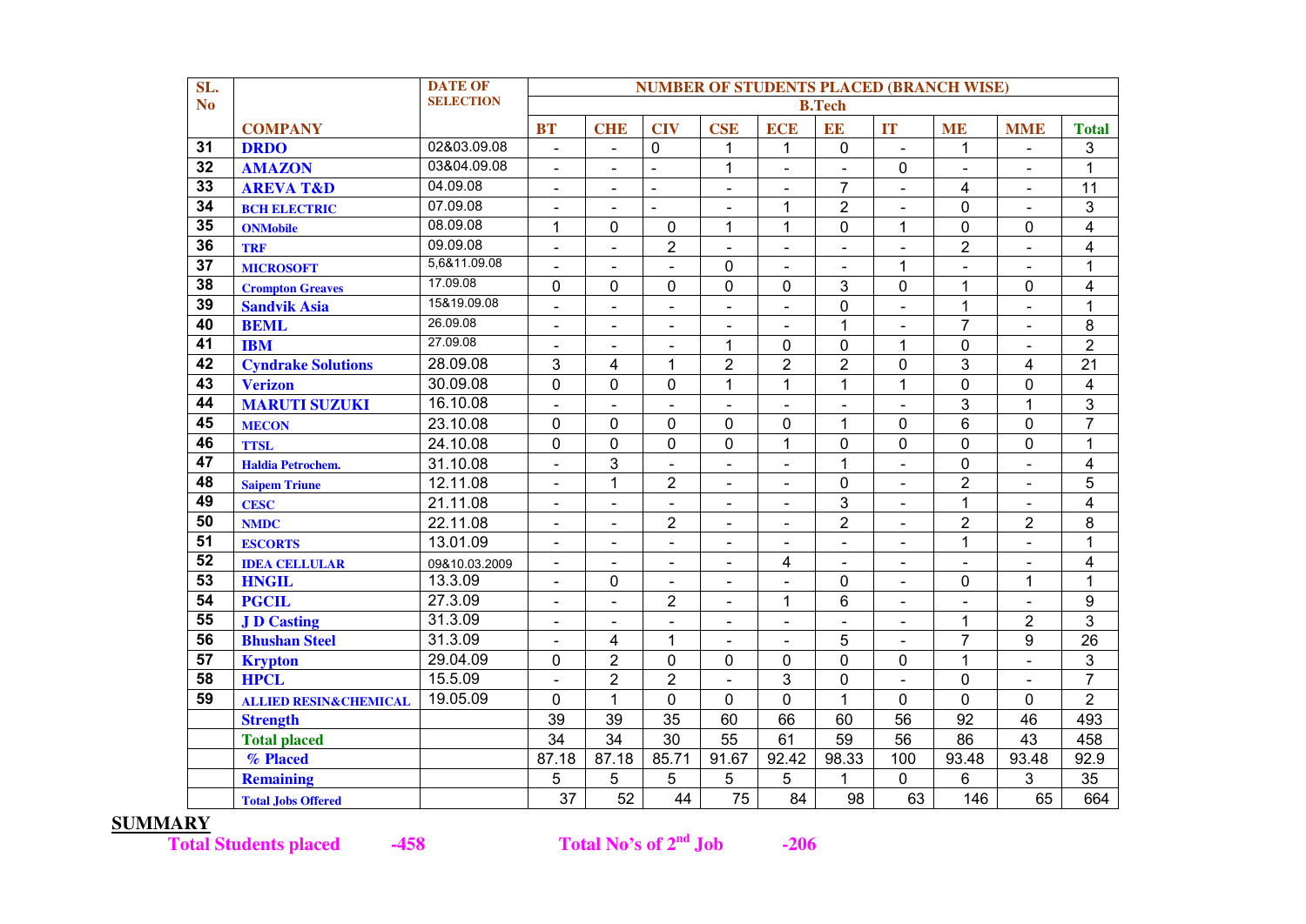| SL. No | COMPANY | DATE OF SELECTION | NUMBER OF STUDENTS PLACED (BRANCH WISE) | | | | | | | | | |
|---|---|---|---|---|---|---|---|---|---|---|---|---|
| | | | B.Tech | | | | | | | | | |
| | | | BT | CHE | CIV | CSE | ECE | EE | IT | ME | MME | Total |
| 31 | DRDO | 02&03.09.08 | - | - | 0 | 1 | 1 | 0 | - | 1 | - | 3 |
| 32 | AMAZON | 03&04.09.08 | - | - | - | 1 | - | - | 0 | - | - | 1 |
| 33 | AREVA T&D | 04.09.08 | - | - | - | - | - | 7 | - | 4 | - | 11 |
| 34 | BCH ELECTRIC | 07.09.08 | - | - | - | - | 1 | 2 | - | 0 | - | 3 |
| 35 | ONMobile | 08.09.08 | 1 | 0 | 0 | 1 | 1 | 0 | 1 | 0 | 0 | 4 |
| 36 | TRF | 09.09.08 | - | - | 2 | - | - | - | - | 2 | - | 4 |
| 37 | MICROSOFT | 5,6&11.09.08 | - | - | - | 0 | - | - | 1 | - | - | 1 |
| 38 | Crompton Greaves | 17.09.08 | 0 | 0 | 0 | 0 | 0 | 3 | 0 | 1 | 0 | 4 |
| 39 | Sandvik Asia | 15&19.09.08 | - | - | - | - | - | 0 | - | 1 | - | 1 |
| 40 | BEML | 26.09.08 | - | - | - | - | - | 1 | - | 7 | - | 8 |
| 41 | IBM | 27.09.08 | - | - | - | 1 | 0 | 0 | 1 | 0 | - | 2 |
| 42 | Cyndrake Solutions | 28.09.08 | 3 | 4 | 1 | 2 | 2 | 2 | 0 | 3 | 4 | 21 |
| 43 | Verizon | 30.09.08 | 0 | 0 | 0 | 1 | 1 | 1 | 1 | 0 | 0 | 4 |
| 44 | MARUTI SUZUKI | 16.10.08 | - | - | - | - | - | - | - | 3 | 1 | 3 |
| 45 | MECON | 23.10.08 | 0 | 0 | 0 | 0 | 0 | 1 | 0 | 6 | 0 | 7 |
| 46 | TTSL | 24.10.08 | 0 | 0 | 0 | 0 | 1 | 0 | 0 | 0 | 0 | 1 |
| 47 | Haldia Petrochem. | 31.10.08 | - | 3 | - | - | - | 1 | - | 0 | - | 4 |
| 48 | Saipem Triune | 12.11.08 | - | 1 | 2 | - | - | 0 | - | 2 | - | 5 |
| 49 | CESC | 21.11.08 | - | - | - | - | - | 3 | - | 1 | - | 4 |
| 50 | NMDC | 22.11.08 | - | - | 2 | - | - | 2 | - | 2 | 2 | 8 |
| 51 | ESCORTS | 13.01.09 | - | - | - | - | - | - | - | 1 | - | 1 |
| 52 | IDEA CELLULAR | 09&10.03.2009 | - | - | - | - | 4 | - | - | - | - | 4 |
| 53 | HNGIL | 13.3.09 | - | 0 | - | - | - | 0 | - | 0 | 1 | 1 |
| 54 | PGCIL | 27.3.09 | - | - | 2 | - | 1 | 6 | - | - | - | 9 |
| 55 | J D Casting | 31.3.09 | - | - | - | - | - | - | - | 1 | 2 | 3 |
| 56 | Bhushan Steel | 31.3.09 | - | 4 | 1 | - | - | 5 | - | 7 | 9 | 26 |
| 57 | Krypton | 29.04.09 | 0 | 2 | 0 | 0 | 0 | 0 | 0 | 1 | - | 3 |
| 58 | HPCL | 15.5.09 | - | 2 | 2 | - | 3 | 0 | - | 0 | - | 7 |
| 59 | ALLIED RESIN&CHEMICAL | 19.05.09 | 0 | 1 | 0 | 0 | 0 | 1 | 0 | 0 | 0 | 2 |
| | Strength | | 39 | 39 | 35 | 60 | 66 | 60 | 56 | 92 | 46 | 493 |
| | Total placed | | 34 | 34 | 30 | 55 | 61 | 59 | 56 | 86 | 43 | 458 |
| | % Placed | | 87.18 | 87.18 | 85.71 | 91.67 | 92.42 | 98.33 | 100 | 93.48 | 93.48 | 92.9 |
| | Remaining | | 5 | 5 | 5 | 5 | 5 | 1 | 0 | 6 | 3 | 35 |
| | Total Jobs Offered | | 37 | 52 | 44 | 75 | 84 | 98 | 63 | 146 | 65 | 664 |

**SUMMARY**

**Total Students placed -458**  **Total No's of 2nd Job -206**